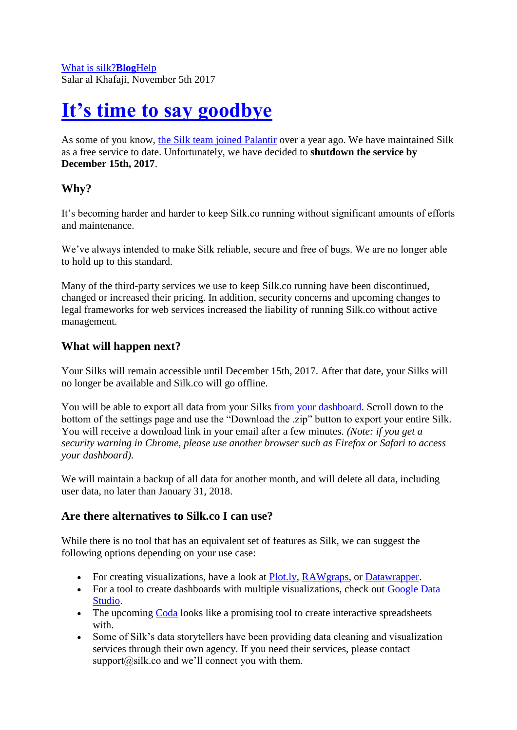What is silk?**Blog**Help
Salar al Khafaji, November 5th 2017

# It’s time to say goodbye

As some of you know, the Silk team joined Palantir over a year ago. We have maintained Silk as a free service to date. Unfortunately, we have decided to **shutdown the service by December 15th, 2017**.

## Why?

It’s becoming harder and harder to keep Silk.co running without significant amounts of efforts and maintenance.

We’ve always intended to make Silk reliable, secure and free of bugs. We are no longer able to hold up to this standard.

Many of the third-party services we use to keep Silk.co running have been discontinued, changed or increased their pricing. In addition, security concerns and upcoming changes to legal frameworks for web services increased the liability of running Silk.co without active management.

## What will happen next?

Your Silks will remain accessible until December 15th, 2017. After that date, your Silks will no longer be available and Silk.co will go offline.

You will be able to export all data from your Silks from your dashboard. Scroll down to the bottom of the settings page and use the “Download the .zip” button to export your entire Silk. You will receive a download link in your email after a few minutes. *(Note: if you get a security warning in Chrome, please use another browser such as Firefox or Safari to access your dashboard).*

We will maintain a backup of all data for another month, and will delete all data, including user data, no later than January 31, 2018.

## Are there alternatives to Silk.co I can use?

While there is no tool that has an equivalent set of features as Silk, we can suggest the following options depending on your use case:

- For creating visualizations, have a look at Plot.ly, RAWgraps, or Datawrapper.
- For a tool to create dashboards with multiple visualizations, check out Google Data Studio.
- The upcoming Coda looks like a promising tool to create interactive spreadsheets with.
- Some of Silk’s data storytellers have been providing data cleaning and visualization services through their own agency. If you need their services, please contact support@silk.co and we’ll connect you with them.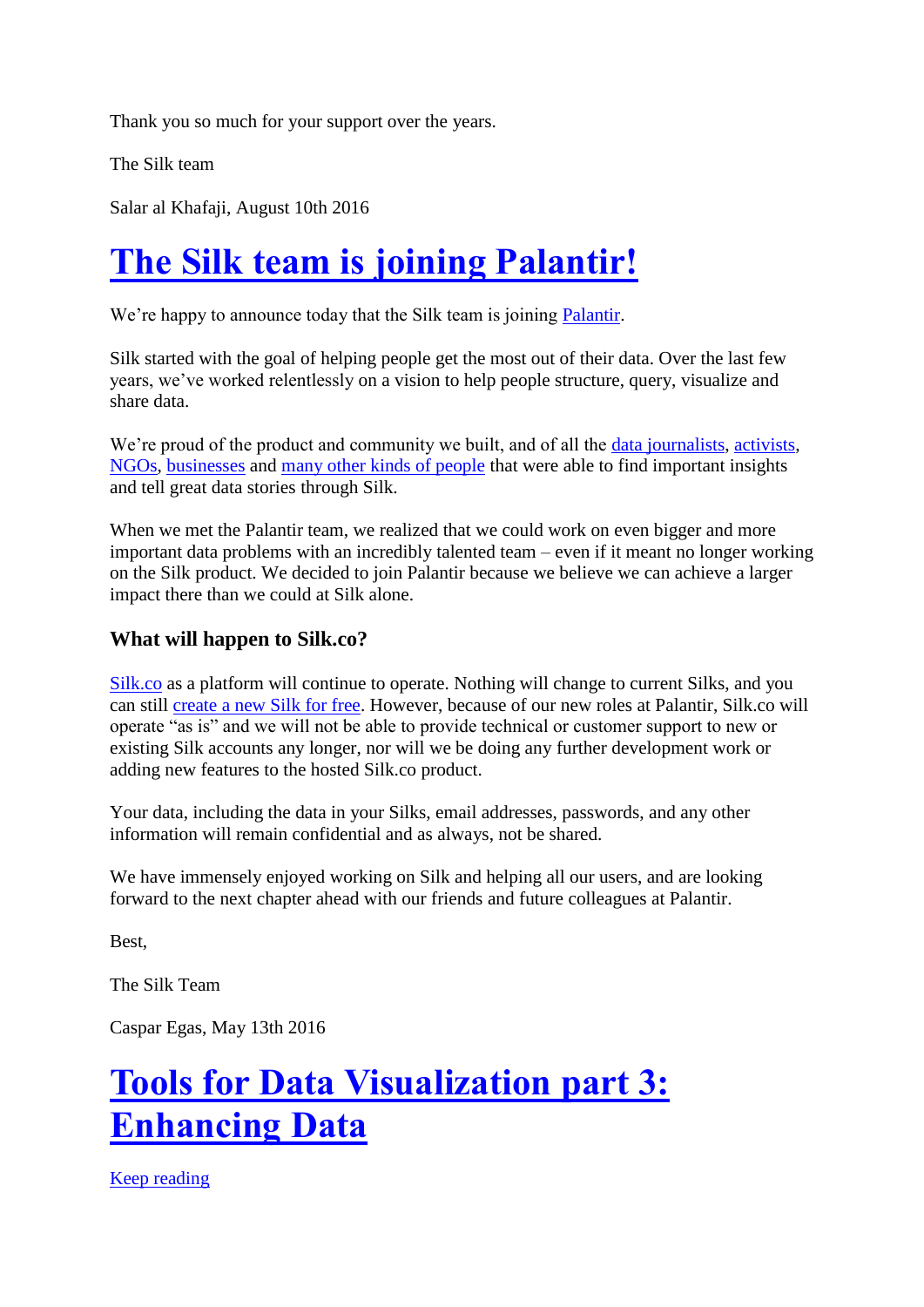Thank you so much for your support over the years.

The Silk team

Salar al Khafaji, August 10th 2016

# The Silk team is joining Palantir!

We're happy to announce today that the Silk team is joining Palantir.

Silk started with the goal of helping people get the most out of their data. Over the last few years, we've worked relentlessly on a vision to help people structure, query, visualize and share data.

We're proud of the product and community we built, and of all the data journalists, activists, NGOs, businesses and many other kinds of people that were able to find important insights and tell great data stories through Silk.

When we met the Palantir team, we realized that we could work on even bigger and more important data problems with an incredibly talented team – even if it meant no longer working on the Silk product. We decided to join Palantir because we believe we can achieve a larger impact there than we could at Silk alone.

### What will happen to Silk.co?

Silk.co as a platform will continue to operate. Nothing will change to current Silks, and you can still create a new Silk for free. However, because of our new roles at Palantir, Silk.co will operate "as is" and we will not be able to provide technical or customer support to new or existing Silk accounts any longer, nor will we be doing any further development work or adding new features to the hosted Silk.co product.

Your data, including the data in your Silks, email addresses, passwords, and any other information will remain confidential and as always, not be shared.

We have immensely enjoyed working on Silk and helping all our users, and are looking forward to the next chapter ahead with our friends and future colleagues at Palantir.

Best,

The Silk Team

Caspar Egas, May 13th 2016

# Tools for Data Visualization part 3: Enhancing Data

Keep reading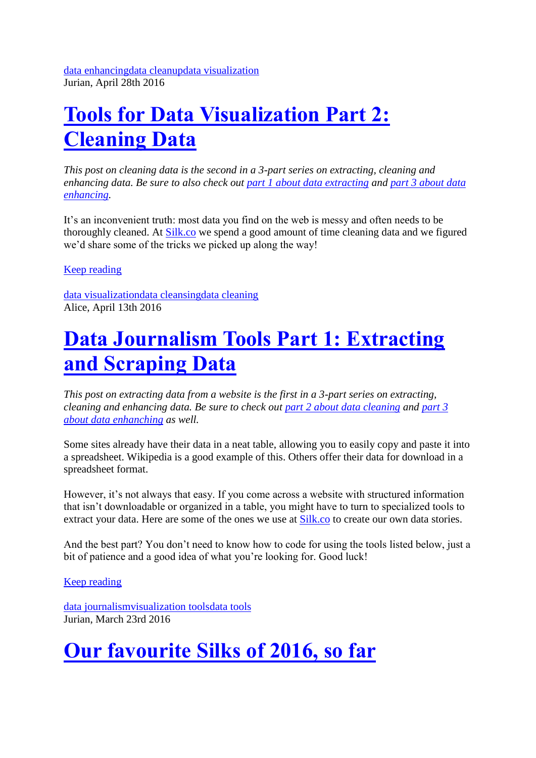data enhancingdata cleanupdata visualization
Jurian, April 28th 2016

# Tools for Data Visualization Part 2: Cleaning Data

*This post on cleaning data is the second in a 3-part series on extracting, cleaning and enhancing data. Be sure to also check out part 1 about data extracting and part 3 about data enhancing.*

It's an inconvenient truth: most data you find on the web is messy and often needs to be thoroughly cleaned. At Silk.co we spend a good amount of time cleaning data and we figured we'd share some of the tricks we picked up along the way!

Keep reading

data visualizationdata cleansingdata cleaning
Alice, April 13th 2016

# Data Journalism Tools Part 1: Extracting and Scraping Data

*This post on extracting data from a website is the first in a 3-part series on extracting, cleaning and enhancing data. Be sure to check out part 2 about data cleaning and part 3 about data enhanching as well.*

Some sites already have their data in a neat table, allowing you to easily copy and paste it into a spreadsheet. Wikipedia is a good example of this. Others offer their data for download in a spreadsheet format.

However, it's not always that easy. If you come across a website with structured information that isn't downloadable or organized in a table, you might have to turn to specialized tools to extract your data. Here are some of the ones we use at Silk.co to create our own data stories.

And the best part? You don't need to know how to code for using the tools listed below, just a bit of patience and a good idea of what you're looking for. Good luck!

Keep reading

data journalismvisualization toolsdata tools
Jurian, March 23rd 2016

# Our favourite Silks of 2016, so far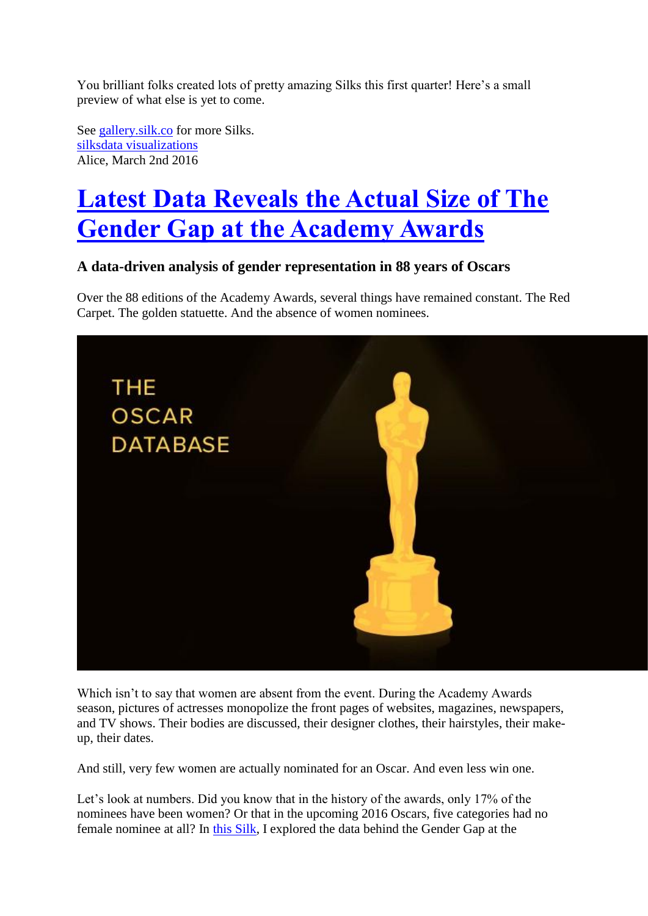You brilliant folks created lots of pretty amazing Silks this first quarter! Here's a small preview of what else is yet to come.

See [gallery.silk.co](gallery.silk.co) for more Silks.
[silksdata visualizations](silksdata visualizations)
Alice, March 2nd 2016

# [Latest Data Reveals the Actual Size of The Gender Gap at the Academy Awards](Latest Data Reveals the Actual Size of The Gender Gap at the Academy Awards)

### A data-driven analysis of gender representation in 88 years of Oscars

Over the 88 editions of the Academy Awards, several things have remained constant. The Red Carpet. The golden statuette. And the absence of women nominees.

Which isn't to say that women are absent from the event. During the Academy Awards season, pictures of actresses monopolize the front pages of websites, magazines, newspapers, and TV shows. Their bodies are discussed, their designer clothes, their hairstyles, their make-up, their dates.

And still, very few women are actually nominated for an Oscar. And even less win one.

Let's look at numbers. Did you know that in the history of the awards, only 17% of the nominees have been women? Or that in the upcoming 2016 Oscars, five categories had no female nominee at all? In [this Silk](this Silk), I explored the data behind the Gender Gap at the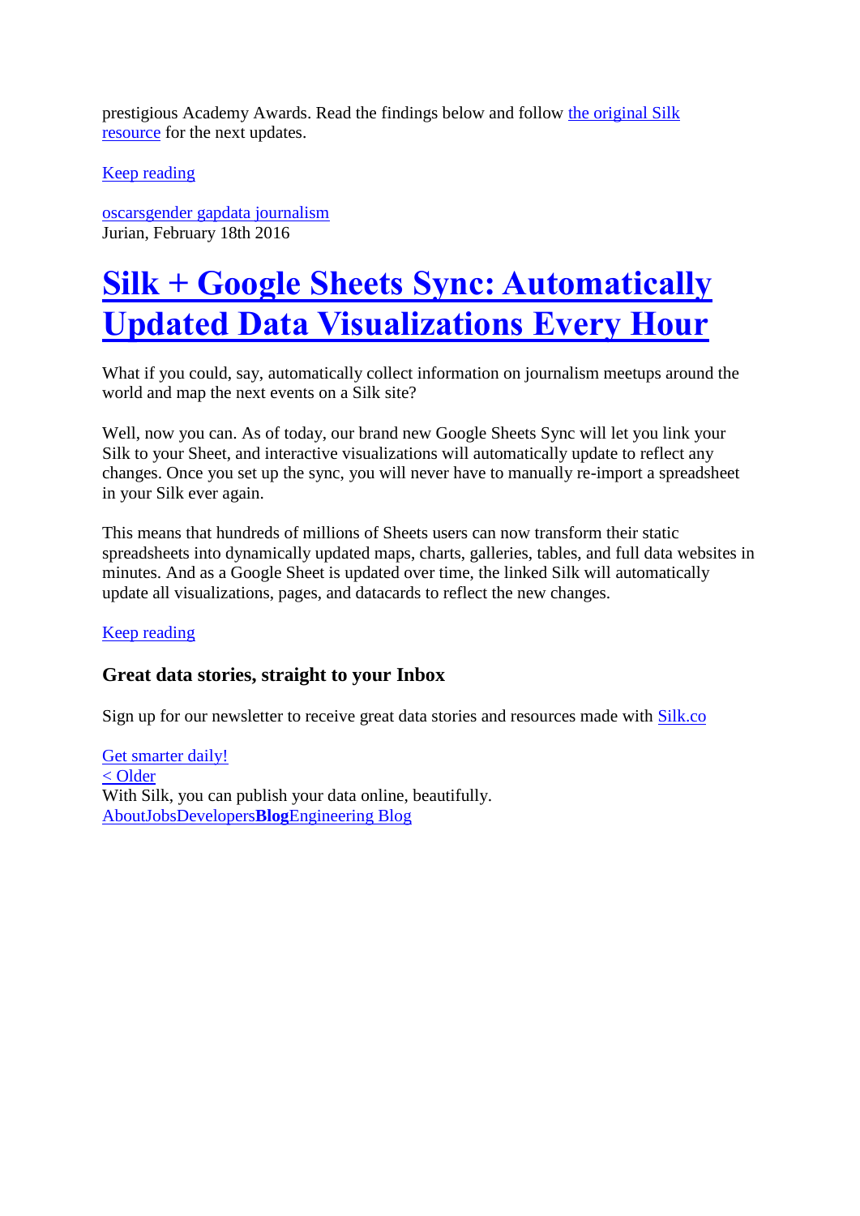prestigious Academy Awards. Read the findings below and follow the original Silk resource for the next updates.

Keep reading

oscarsgender gapdata journalism
Jurian, February 18th 2016

# Silk + Google Sheets Sync: Automatically Updated Data Visualizations Every Hour

What if you could, say, automatically collect information on journalism meetups around the world and map the next events on a Silk site?

Well, now you can. As of today, our brand new Google Sheets Sync will let you link your Silk to your Sheet, and interactive visualizations will automatically update to reflect any changes. Once you set up the sync, you will never have to manually re-import a spreadsheet in your Silk ever again.

This means that hundreds of millions of Sheets users can now transform their static spreadsheets into dynamically updated maps, charts, galleries, tables, and full data websites in minutes. And as a Google Sheet is updated over time, the linked Silk will automatically update all visualizations, pages, and datacards to reflect the new changes.

Keep reading

### Great data stories, straight to your Inbox

Sign up for our newsletter to receive great data stories and resources made with Silk.co

Get smarter daily!
< Older
With Silk, you can publish your data online, beautifully.
AboutJobsDevelopers**Blog**Engineering Blog